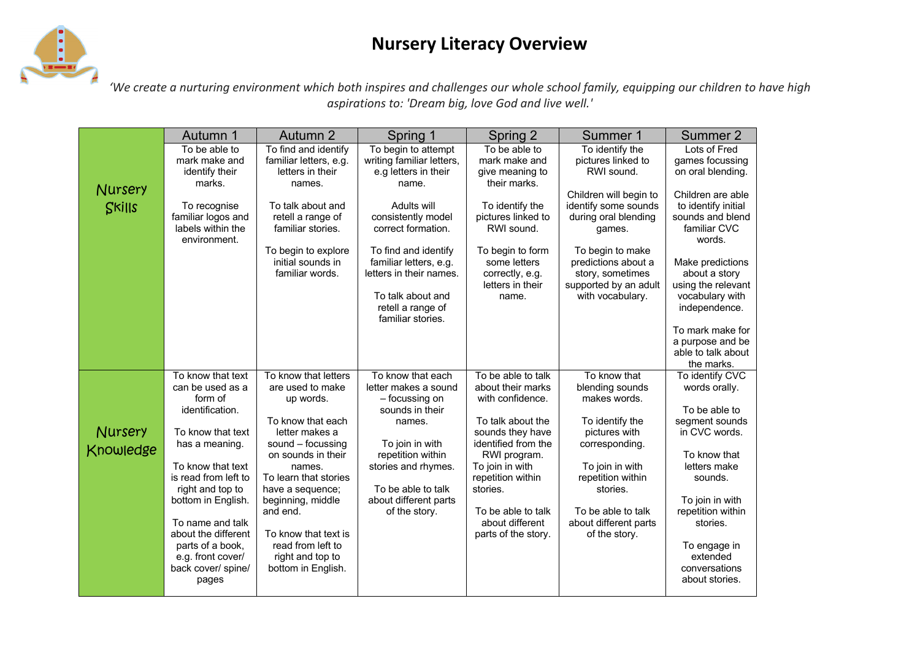# Nursery Literacy Overview

*'We create a nurturing environment which both inspires and challenges our whole school family, equipping our children to have high aspirations to: 'Dream big, love God and live well.'*

| | Autumn 1 | Autumn 2 | Spring 1 | Spring 2 | Summer 1 | Summer 2 |
|---|---|---|---|---|---|---|
| Nursery Skills | To be able to mark make and identify their marks.<br><br>To recognise familiar logos and labels within the environment. | To find and identify familiar letters, e.g. letters in their names.<br><br>To talk about and retell a range of familiar stories.<br><br>To begin to explore initial sounds in familiar words. | To begin to attempt writing familiar letters, e.g letters in their name.<br><br>Adults will consistently model correct formation.<br><br>To find and identify familiar letters, e.g. letters in their names.<br><br>To talk about and retell a range of familiar stories. | To be able to mark make and give meaning to their marks.<br><br>To identify the pictures linked to RWI sound.<br><br>To begin to form some letters correctly, e.g. letters in their name. | To identify the pictures linked to RWI sound.<br><br>Children will begin to identify some sounds during oral blending games.<br><br>To begin to make predictions about a story, sometimes supported by an adult with vocabulary. | Lots of Fred games focussing on oral blending.<br><br>Children are able to identify initial sounds and blend familiar CVC words.<br><br>Make predictions about a story using the relevant vocabulary with independence.<br><br>To mark make for a purpose and be able to talk about the marks. |
| Nursery Knowledge | To know that text can be used as a form of identification.<br><br>To know that text has a meaning.<br><br>To know that text is read from left to right and top to bottom in English.<br><br>To name and talk about the different parts of a book, e.g. front cover/ back cover/ spine/ pages | To know that letters are used to make up words.<br><br>To know that each letter makes a sound – focussing on sounds in their names.<br>To learn that stories have a sequence; beginning, middle and end.<br><br>To know that text is read from left to right and top to bottom in English. | To know that each letter makes a sound – focussing on sounds in their names.<br><br>To join in with repetition within stories and rhymes.<br><br>To be able to talk about different parts of the story. | To be able to talk about their marks with confidence.<br><br>To talk about the sounds they have identified from the RWI program.<br>To join in with repetition within stories.<br><br>To be able to talk about different parts of the story. | To know that blending sounds makes words.<br><br>To identify the pictures with corresponding.<br><br>To join in with repetition within stories.<br><br>To be able to talk about different parts of the story. | To identify CVC words orally.<br><br>To be able to segment sounds in CVC words.<br><br>To know that letters make sounds.<br><br>To join in with repetition within stories.<br><br>To engage in extended conversations about stories. |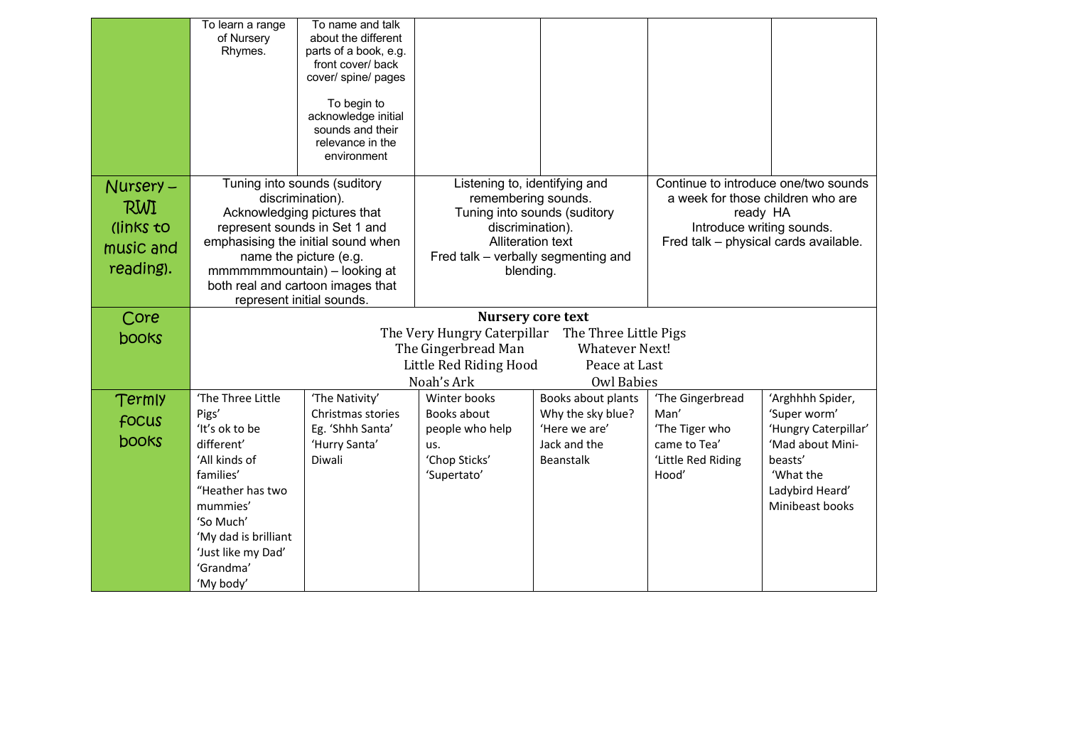| | | | | | | |
|---|---|---|---|---|---|---|
| | To learn a range of Nursery Rhymes. | To name and talk about the different parts of a book, e.g. front cover/ back cover/ spine/ pages<br><br>To begin to acknowledge initial sounds and their relevance in the environment | | | | |
| Nursery – RWI (links to music and reading). | Tuning into sounds (suditory discrimination).<br>Acknowledging pictures that represent sounds in Set 1 and emphasising the initial sound when name the picture (e.g. mmmmmmmountain) – looking at both real and cartoon images that represent initial sounds. | | Listening to, identifying and remembering sounds.<br>Tuning into sounds (suditory discrimination).<br>Alliteration text<br>Fred talk – verbally segmenting and blending. | | Continue to introduce one/two sounds a week for those children who are ready HA<br>Introduce writing sounds.<br>Fred talk – physical cards available. | |
| Core books | **Nursery core text**<br>The Very Hungry Caterpillar The Three Little Pigs<br>The Gingerbread Man Whatever Next!<br>Little Red Riding Hood Peace at Last<br>Noah's Ark Owl Babies | | | | | |
| Termly focus books | 'The Three Little Pigs'<br>'It's ok to be different'<br>'All kinds of families'<br>"Heather has two mummies'<br>'So Much'<br>'My dad is brilliant<br>'Just like my Dad'<br>'Grandma'<br>'My body' | 'The Nativity'<br>Christmas stories<br>Eg. 'Shhh Santa'<br>'Hurry Santa'<br>Diwali | Winter books<br>Books about people who help us.<br>'Chop Sticks'<br>'Supertato' | Books about plants<br>Why the sky blue?<br>'Here we are'<br>Jack and the Beanstalk | 'The Gingerbread Man'<br>'The Tiger who came to Tea'<br>'Little Red Riding Hood' | 'Arghhhh Spider,<br>'Super worm'<br>'Hungry Caterpillar'<br>'Mad about Mini-beasts'<br>'What the Ladybird Heard'<br>Minibeast books |